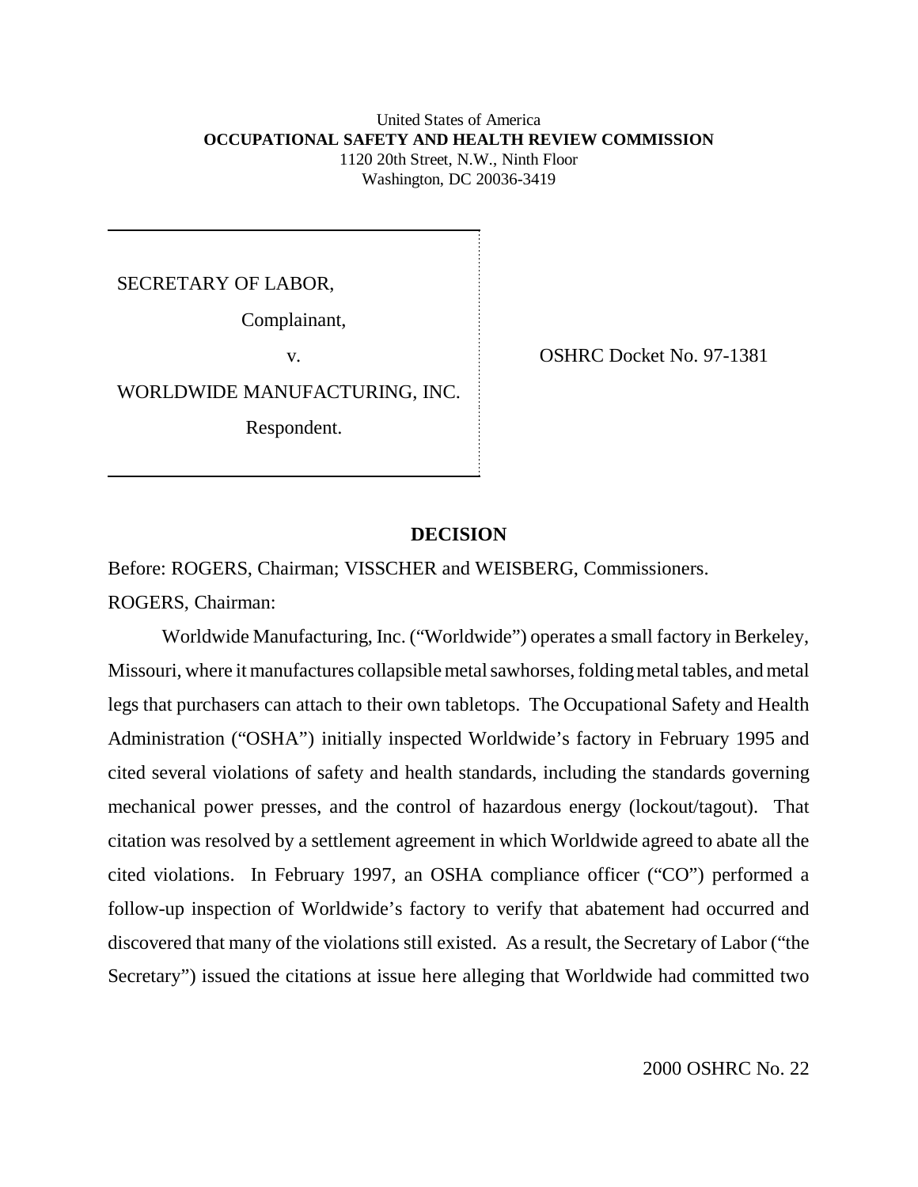United States of America
**OCCUPATIONAL SAFETY AND HEALTH REVIEW COMMISSION**
1120 20th Street, N.W., Ninth Floor
Washington, DC 20036-3419

SECRETARY OF LABOR,

Complainant,

v.

WORLDWIDE MANUFACTURING, INC.

Respondent.

OSHRC Docket No. 97-1381

## DECISION

Before: ROGERS, Chairman; VISSCHER and WEISBERG, Commissioners.

ROGERS, Chairman:

Worldwide Manufacturing, Inc. ("Worldwide") operates a small factory in Berkeley, Missouri, where it manufactures collapsible metal sawhorses, folding metal tables, and metal legs that purchasers can attach to their own tabletops. The Occupational Safety and Health Administration ("OSHA") initially inspected Worldwide's factory in February 1995 and cited several violations of safety and health standards, including the standards governing mechanical power presses, and the control of hazardous energy (lockout/tagout). That citation was resolved by a settlement agreement in which Worldwide agreed to abate all the cited violations. In February 1997, an OSHA compliance officer ("CO") performed a follow-up inspection of Worldwide's factory to verify that abatement had occurred and discovered that many of the violations still existed. As a result, the Secretary of Labor ("the Secretary") issued the citations at issue here alleging that Worldwide had committed two

2000 OSHRC No. 22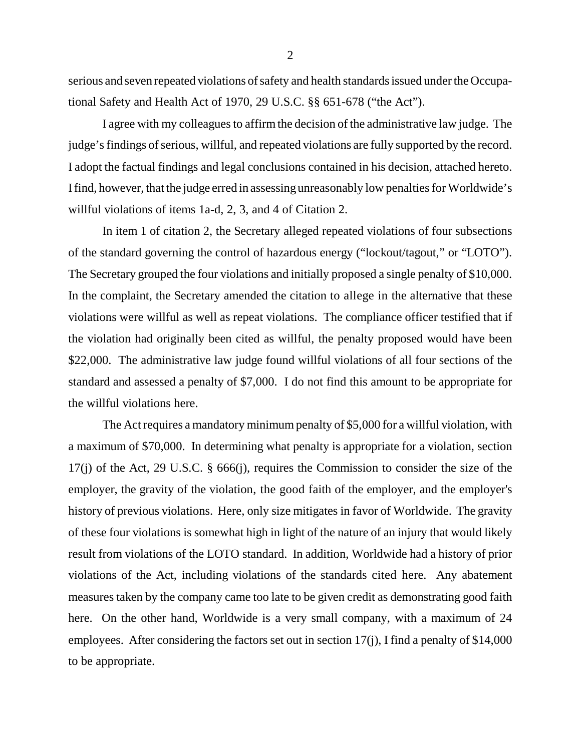serious and seven repeated violations of safety and health standards issued under the Occupational Safety and Health Act of 1970, 29 U.S.C. §§ 651-678 ("the Act").

I agree with my colleagues to affirm the decision of the administrative law judge. The judge's findings of serious, willful, and repeated violations are fully supported by the record. I adopt the factual findings and legal conclusions contained in his decision, attached hereto. I find, however, that the judge erred in assessing unreasonably low penalties for Worldwide's willful violations of items 1a-d, 2, 3, and 4 of Citation 2.

In item 1 of citation 2, the Secretary alleged repeated violations of four subsections of the standard governing the control of hazardous energy ("lockout/tagout," or "LOTO"). The Secretary grouped the four violations and initially proposed a single penalty of $10,000. In the complaint, the Secretary amended the citation to allege in the alternative that these violations were willful as well as repeat violations. The compliance officer testified that if the violation had originally been cited as willful, the penalty proposed would have been $22,000. The administrative law judge found willful violations of all four sections of the standard and assessed a penalty of $7,000. I do not find this amount to be appropriate for the willful violations here.

The Act requires a mandatory minimum penalty of $5,000 for a willful violation, with a maximum of $70,000. In determining what penalty is appropriate for a violation, section 17(j) of the Act, 29 U.S.C. § 666(j), requires the Commission to consider the size of the employer, the gravity of the violation, the good faith of the employer, and the employer's history of previous violations. Here, only size mitigates in favor of Worldwide. The gravity of these four violations is somewhat high in light of the nature of an injury that would likely result from violations of the LOTO standard. In addition, Worldwide had a history of prior violations of the Act, including violations of the standards cited here. Any abatement measures taken by the company came too late to be given credit as demonstrating good faith here. On the other hand, Worldwide is a very small company, with a maximum of 24 employees. After considering the factors set out in section 17(j), I find a penalty of $14,000 to be appropriate.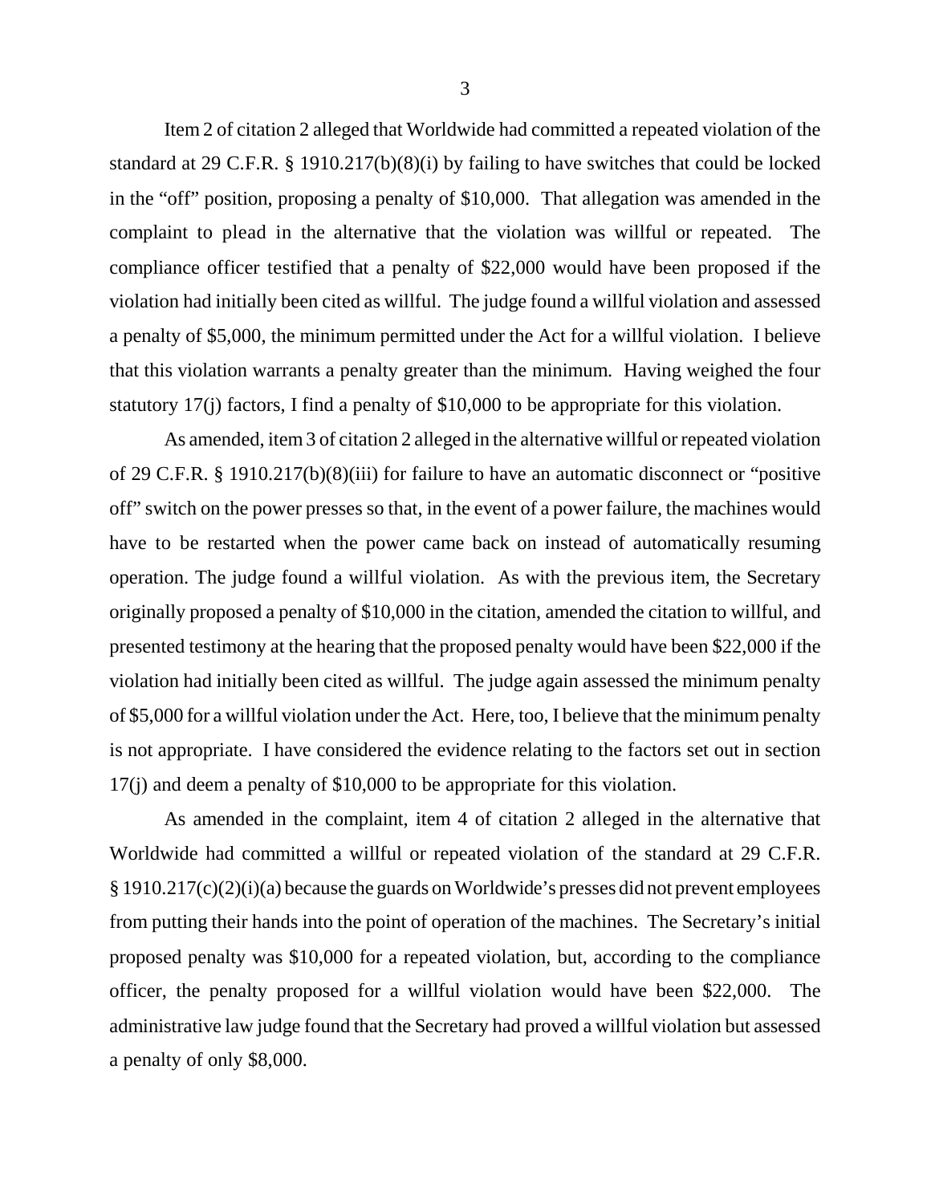Item 2 of citation 2 alleged that Worldwide had committed a repeated violation of the standard at 29 C.F.R. § 1910.217(b)(8)(i) by failing to have switches that could be locked in the "off" position, proposing a penalty of $10,000. That allegation was amended in the complaint to plead in the alternative that the violation was willful or repeated. The compliance officer testified that a penalty of $22,000 would have been proposed if the violation had initially been cited as willful. The judge found a willful violation and assessed a penalty of $5,000, the minimum permitted under the Act for a willful violation. I believe that this violation warrants a penalty greater than the minimum. Having weighed the four statutory 17(j) factors, I find a penalty of $10,000 to be appropriate for this violation.

As amended, item 3 of citation 2 alleged in the alternative willful or repeated violation of 29 C.F.R. § 1910.217(b)(8)(iii) for failure to have an automatic disconnect or "positive off" switch on the power presses so that, in the event of a power failure, the machines would have to be restarted when the power came back on instead of automatically resuming operation. The judge found a willful violation. As with the previous item, the Secretary originally proposed a penalty of $10,000 in the citation, amended the citation to willful, and presented testimony at the hearing that the proposed penalty would have been $22,000 if the violation had initially been cited as willful. The judge again assessed the minimum penalty of $5,000 for a willful violation under the Act. Here, too, I believe that the minimum penalty is not appropriate. I have considered the evidence relating to the factors set out in section 17(j) and deem a penalty of $10,000 to be appropriate for this violation.

As amended in the complaint, item 4 of citation 2 alleged in the alternative that Worldwide had committed a willful or repeated violation of the standard at 29 C.F.R. § 1910.217(c)(2)(i)(a) because the guards on Worldwide's presses did not prevent employees from putting their hands into the point of operation of the machines. The Secretary's initial proposed penalty was $10,000 for a repeated violation, but, according to the compliance officer, the penalty proposed for a willful violation would have been $22,000. The administrative law judge found that the Secretary had proved a willful violation but assessed a penalty of only $8,000.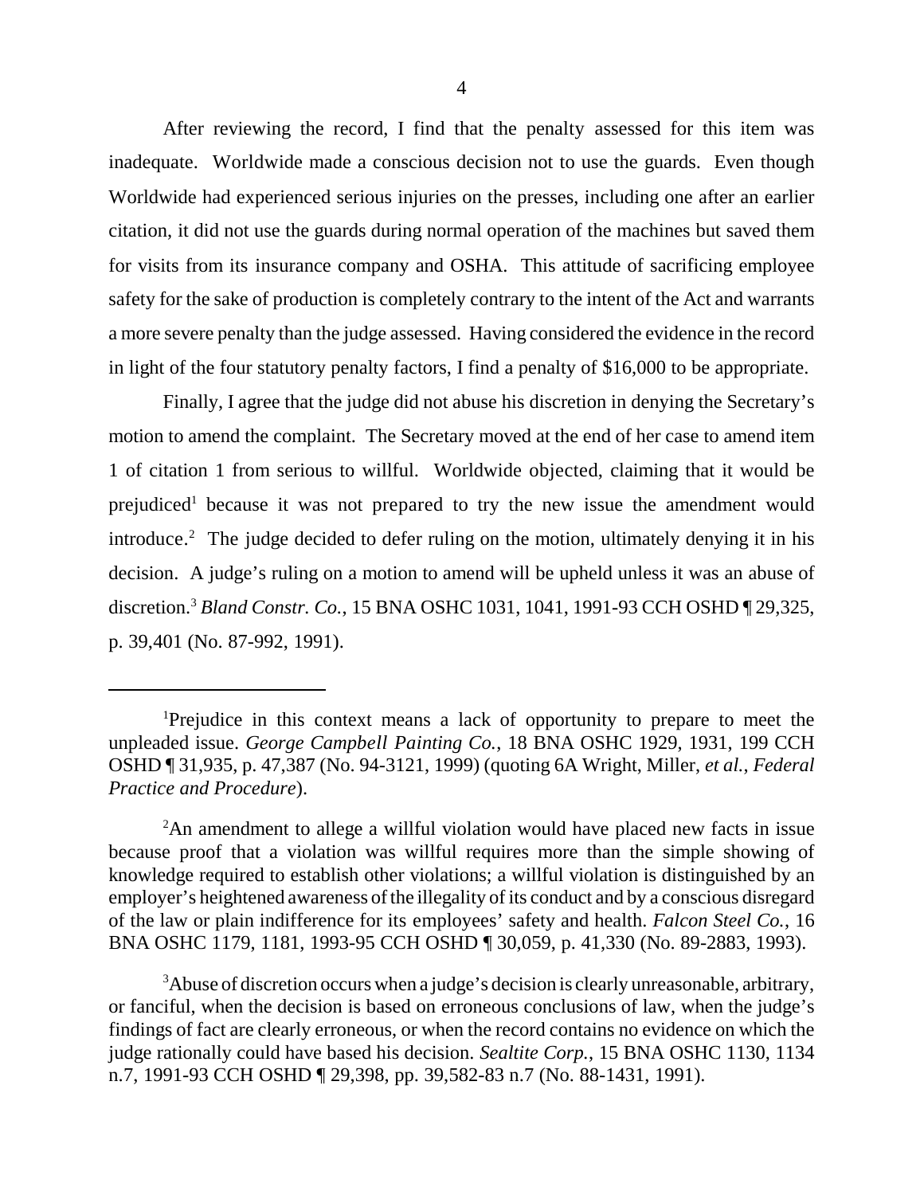After reviewing the record, I find that the penalty assessed for this item was inadequate. Worldwide made a conscious decision not to use the guards. Even though Worldwide had experienced serious injuries on the presses, including one after an earlier citation, it did not use the guards during normal operation of the machines but saved them for visits from its insurance company and OSHA. This attitude of sacrificing employee safety for the sake of production is completely contrary to the intent of the Act and warrants a more severe penalty than the judge assessed. Having considered the evidence in the record in light of the four statutory penalty factors, I find a penalty of $16,000 to be appropriate.

Finally, I agree that the judge did not abuse his discretion in denying the Secretary's motion to amend the complaint. The Secretary moved at the end of her case to amend item 1 of citation 1 from serious to willful. Worldwide objected, claiming that it would be prejudiced[1] because it was not prepared to try the new issue the amendment would introduce.[2] The judge decided to defer ruling on the motion, ultimately denying it in his decision. A judge's ruling on a motion to amend will be upheld unless it was an abuse of discretion.[3] *Bland Constr. Co.*, 15 BNA OSHC 1031, 1041, 1991-93 CCH OSHD ¶ 29,325, p. 39,401 (No. 87-992, 1991).

---

[1]Prejudice in this context means a lack of opportunity to prepare to meet the unpleaded issue. *George Campbell Painting Co.*, 18 BNA OSHC 1929, 1931, 199 CCH OSHD ¶ 31,935, p. 47,387 (No. 94-3121, 1999) (quoting 6A Wright, Miller, *et al.*, *Federal Practice and Procedure*).

[2]An amendment to allege a willful violation would have placed new facts in issue because proof that a violation was willful requires more than the simple showing of knowledge required to establish other violations; a willful violation is distinguished by an employer's heightened awareness of the illegality of its conduct and by a conscious disregard of the law or plain indifference for its employees' safety and health. *Falcon Steel Co.*, 16 BNA OSHC 1179, 1181, 1993-95 CCH OSHD ¶ 30,059, p. 41,330 (No. 89-2883, 1993).

[3]Abuse of discretion occurs when a judge's decision is clearly unreasonable, arbitrary, or fanciful, when the decision is based on erroneous conclusions of law, when the judge's findings of fact are clearly erroneous, or when the record contains no evidence on which the judge rationally could have based his decision. *Sealtite Corp.*, 15 BNA OSHC 1130, 1134 n.7, 1991-93 CCH OSHD ¶ 29,398, pp. 39,582-83 n.7 (No. 88-1431, 1991).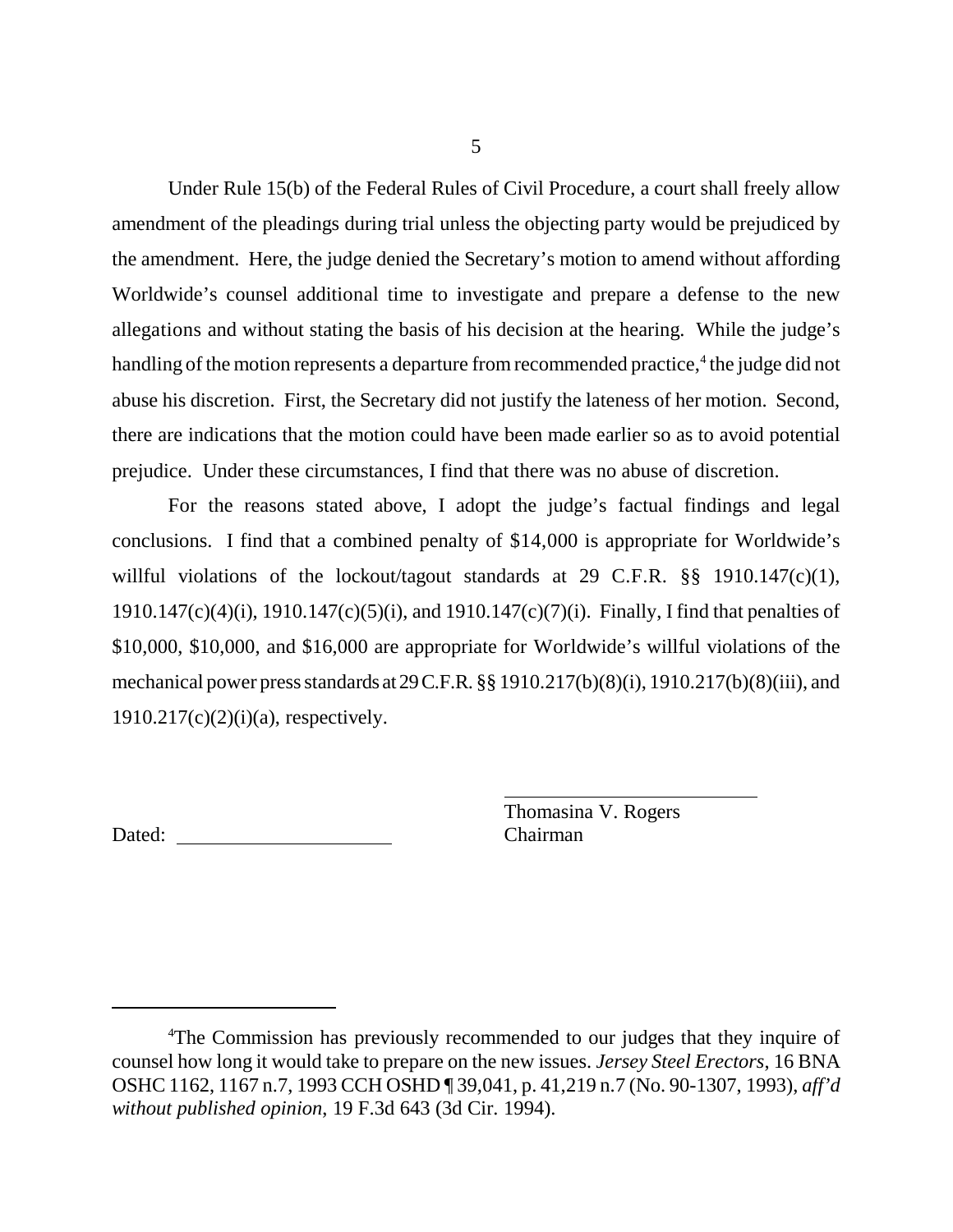Under Rule 15(b) of the Federal Rules of Civil Procedure, a court shall freely allow amendment of the pleadings during trial unless the objecting party would be prejudiced by the amendment. Here, the judge denied the Secretary's motion to amend without affording Worldwide's counsel additional time to investigate and prepare a defense to the new allegations and without stating the basis of his decision at the hearing. While the judge's handling of the motion represents a departure from recommended practice,[4] the judge did not abuse his discretion. First, the Secretary did not justify the lateness of her motion. Second, there are indications that the motion could have been made earlier so as to avoid potential prejudice. Under these circumstances, I find that there was no abuse of discretion.

For the reasons stated above, I adopt the judge's factual findings and legal conclusions. I find that a combined penalty of $14,000 is appropriate for Worldwide's willful violations of the lockout/tagout standards at 29 C.F.R. §§ 1910.147(c)(1), 1910.147(c)(4)(i), 1910.147(c)(5)(i), and 1910.147(c)(7)(i). Finally, I find that penalties of $10,000, $10,000, and $16,000 are appropriate for Worldwide's willful violations of the mechanical power press standards at 29 C.F.R. §§ 1910.217(b)(8)(i), 1910.217(b)(8)(iii), and 1910.217(c)(2)(i)(a), respectively.

Thomasina V. Rogers
Chairman

Dated: \_\_\_\_\_\_\_\_\_\_\_\_\_\_\_\_\_\_\_\_

[4] The Commission has previously recommended to our judges that they inquire of counsel how long it would take to prepare on the new issues. *Jersey Steel Erectors*, 16 BNA OSHC 1162, 1167 n.7, 1993 CCH OSHD ¶ 39,041, p. 41,219 n.7 (No. 90-1307, 1993), *aff'd without published opinion*, 19 F.3d 643 (3d Cir. 1994).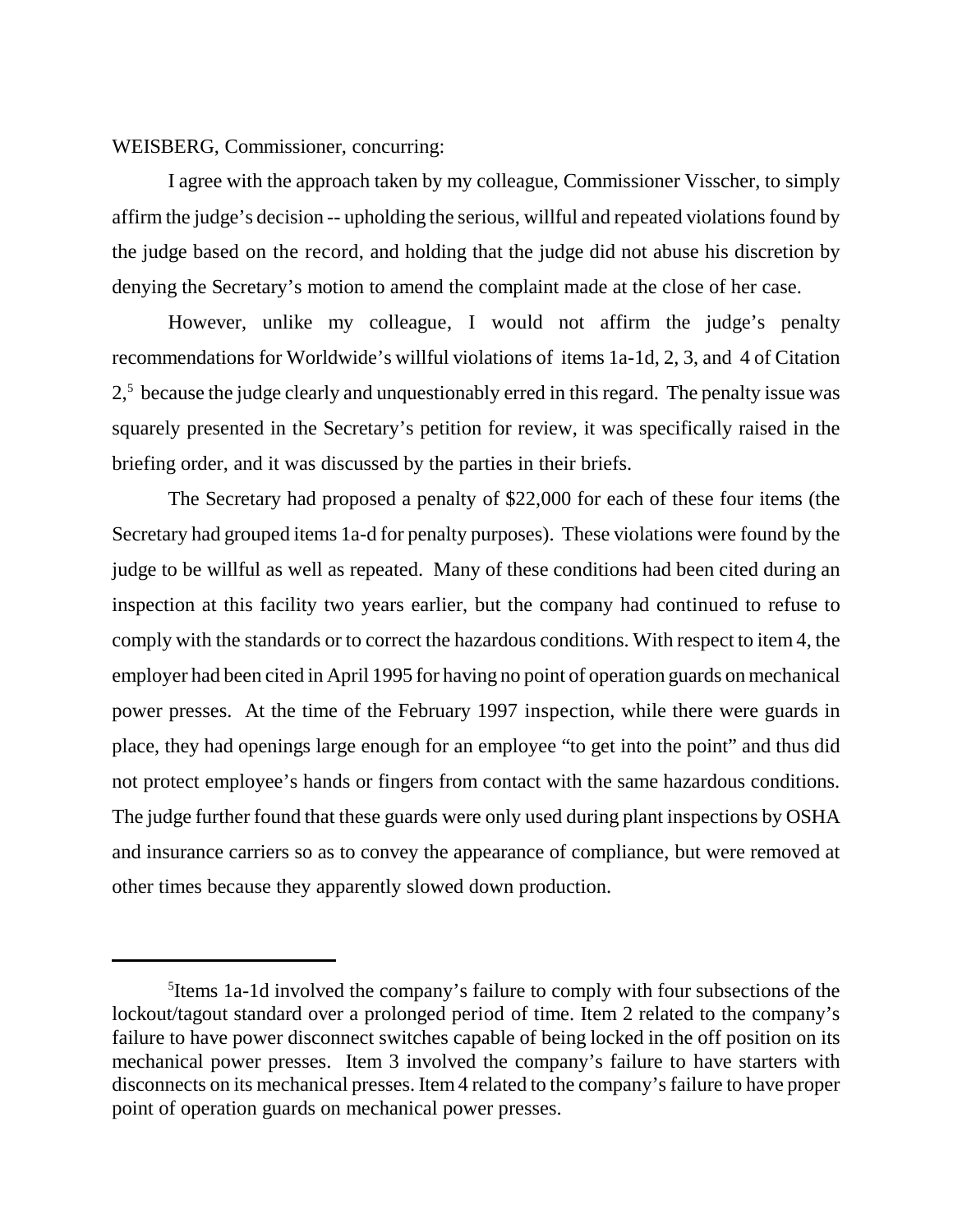WEISBERG, Commissioner, concurring:

I agree with the approach taken by my colleague, Commissioner Visscher, to simply affirm the judge's decision -- upholding the serious, willful and repeated violations found by the judge based on the record, and holding that the judge did not abuse his discretion by denying the Secretary's motion to amend the complaint made at the close of her case.

However, unlike my colleague, I would not affirm the judge's penalty recommendations for Worldwide's willful violations of items 1a-1d, 2, 3, and 4 of Citation 2,[5] because the judge clearly and unquestionably erred in this regard. The penalty issue was squarely presented in the Secretary's petition for review, it was specifically raised in the briefing order, and it was discussed by the parties in their briefs.

The Secretary had proposed a penalty of $22,000 for each of these four items (the Secretary had grouped items 1a-d for penalty purposes). These violations were found by the judge to be willful as well as repeated. Many of these conditions had been cited during an inspection at this facility two years earlier, but the company had continued to refuse to comply with the standards or to correct the hazardous conditions. With respect to item 4, the employer had been cited in April 1995 for having no point of operation guards on mechanical power presses. At the time of the February 1997 inspection, while there were guards in place, they had openings large enough for an employee "to get into the point" and thus did not protect employee's hands or fingers from contact with the same hazardous conditions. The judge further found that these guards were only used during plant inspections by OSHA and insurance carriers so as to convey the appearance of compliance, but were removed at other times because they apparently slowed down production.

---

[5]Items 1a-1d involved the company's failure to comply with four subsections of the lockout/tagout standard over a prolonged period of time. Item 2 related to the company's failure to have power disconnect switches capable of being locked in the off position on its mechanical power presses. Item 3 involved the company's failure to have starters with disconnects on its mechanical presses. Item 4 related to the company's failure to have proper point of operation guards on mechanical power presses.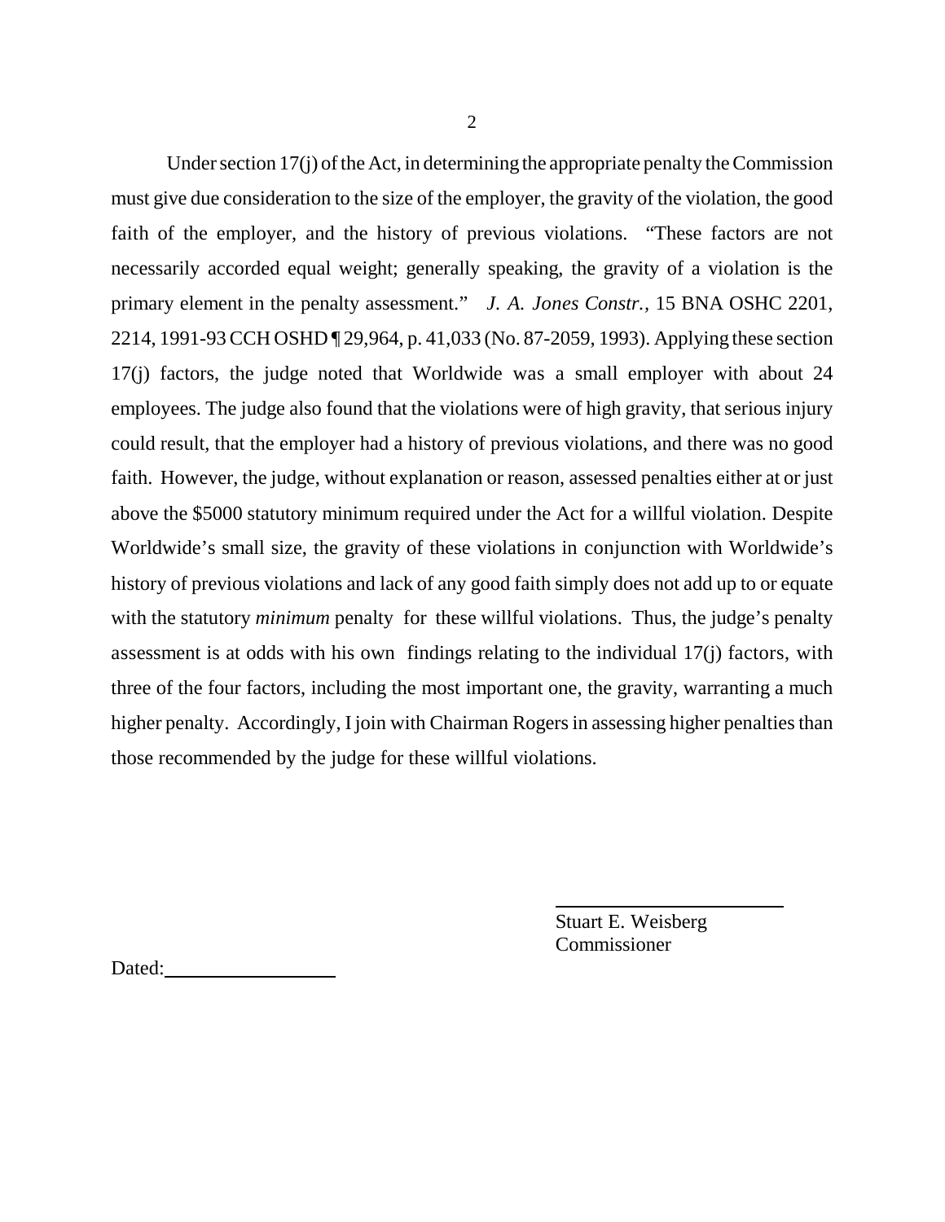Under section 17(j) of the Act, in determining the appropriate penalty the Commission must give due consideration to the size of the employer, the gravity of the violation, the good faith of the employer, and the history of previous violations. "These factors are not necessarily accorded equal weight; generally speaking, the gravity of a violation is the primary element in the penalty assessment." *J. A. Jones Constr.*, 15 BNA OSHC 2201, 2214, 1991-93 CCH OSHD ¶ 29,964, p. 41,033 (No. 87-2059, 1993). Applying these section 17(j) factors, the judge noted that Worldwide was a small employer with about 24 employees. The judge also found that the violations were of high gravity, that serious injury could result, that the employer had a history of previous violations, and there was no good faith. However, the judge, without explanation or reason, assessed penalties either at or just above the $5000 statutory minimum required under the Act for a willful violation. Despite Worldwide's small size, the gravity of these violations in conjunction with Worldwide's history of previous violations and lack of any good faith simply does not add up to or equate with the statutory *minimum* penalty for these willful violations. Thus, the judge's penalty assessment is at odds with his own findings relating to the individual 17(j) factors, with three of the four factors, including the most important one, the gravity, warranting a much higher penalty. Accordingly, I join with Chairman Rogers in assessing higher penalties than those recommended by the judge for these willful violations.

Stuart E. Weisberg
Commissioner

Dated: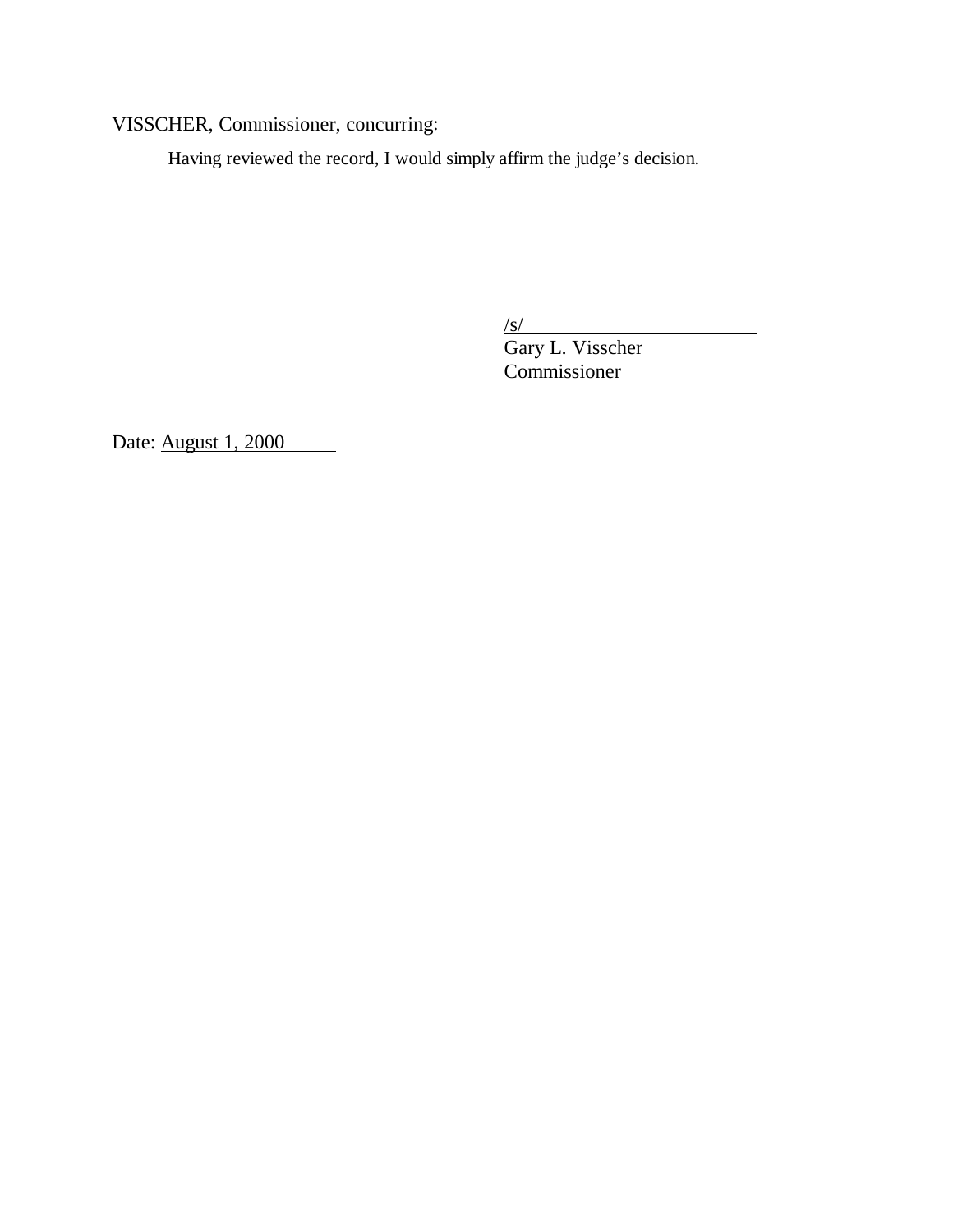VISSCHER, Commissioner, concurring:

Having reviewed the record, I would simply affirm the judge's decision.

/s/
Gary L. Visscher
Commissioner

Date: August 1, 2000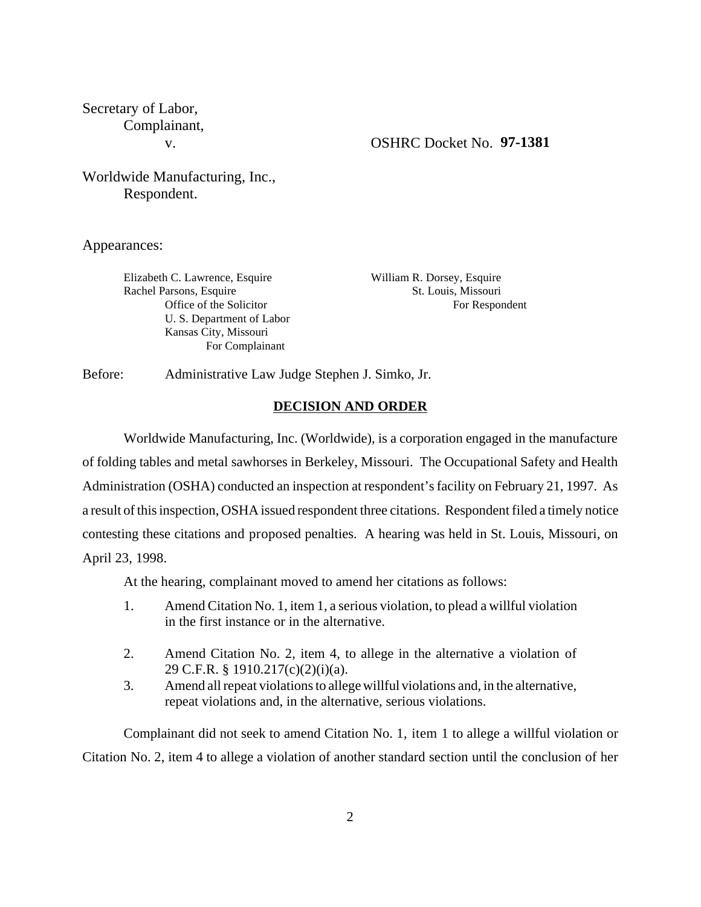Secretary of Labor,
Complainant,

v. OSHRC Docket No. **97-1381**

Worldwide Manufacturing, Inc.,
Respondent.

Appearances:

Elizabeth C. Lawrence, Esquire
Rachel Parsons, Esquire
Office of the Solicitor
U. S. Department of Labor
Kansas City, Missouri
For Complainant

William R. Dorsey, Esquire
St. Louis, Missouri
For Respondent

Before: Administrative Law Judge Stephen J. Simko, Jr.

## DECISION AND ORDER

Worldwide Manufacturing, Inc. (Worldwide), is a corporation engaged in the manufacture of folding tables and metal sawhorses in Berkeley, Missouri. The Occupational Safety and Health Administration (OSHA) conducted an inspection at respondent's facility on February 21, 1997. As a result of this inspection, OSHA issued respondent three citations. Respondent filed a timely notice contesting these citations and proposed penalties. A hearing was held in St. Louis, Missouri, on April 23, 1998.

At the hearing, complainant moved to amend her citations as follows:

1. Amend Citation No. 1, item 1, a serious violation, to plead a willful violation in the first instance or in the alternative.
2. Amend Citation No. 2, item 4, to allege in the alternative a violation of 29 C.F.R. § 1910.217(c)(2)(i)(a).
3. Amend all repeat violations to allege willful violations and, in the alternative, repeat violations and, in the alternative, serious violations.

Complainant did not seek to amend Citation No. 1, item 1 to allege a willful violation or Citation No. 2, item 4 to allege a violation of another standard section until the conclusion of her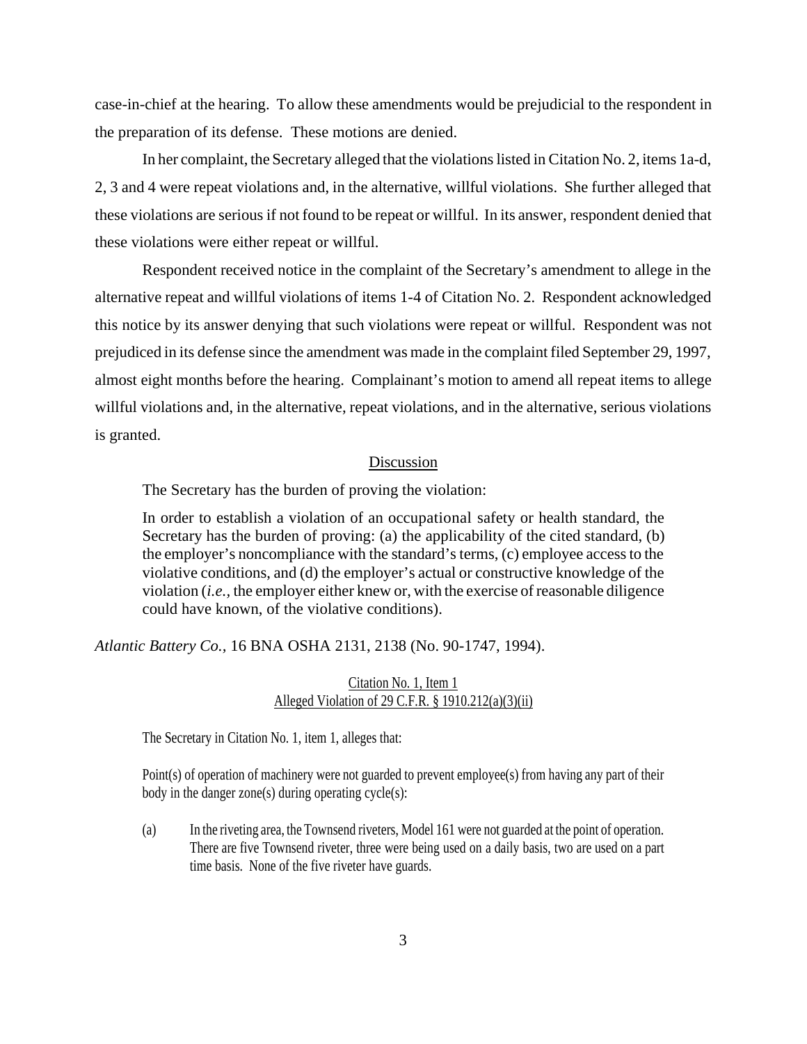case-in-chief at the hearing. To allow these amendments would be prejudicial to the respondent in the preparation of its defense. These motions are denied.

In her complaint, the Secretary alleged that the violations listed in Citation No. 2, items 1a-d, 2, 3 and 4 were repeat violations and, in the alternative, willful violations. She further alleged that these violations are serious if not found to be repeat or willful. In its answer, respondent denied that these violations were either repeat or willful.

Respondent received notice in the complaint of the Secretary's amendment to allege in the alternative repeat and willful violations of items 1-4 of Citation No. 2. Respondent acknowledged this notice by its answer denying that such violations were repeat or willful. Respondent was not prejudiced in its defense since the amendment was made in the complaint filed September 29, 1997, almost eight months before the hearing. Complainant's motion to amend all repeat items to allege willful violations and, in the alternative, repeat violations, and in the alternative, serious violations is granted.

## Discussion

The Secretary has the burden of proving the violation:

> In order to establish a violation of an occupational safety or health standard, the Secretary has the burden of proving: (a) the applicability of the cited standard, (b) the employer's noncompliance with the standard's terms, (c) employee access to the violative conditions, and (d) the employer's actual or constructive knowledge of the violation (*i.e.*, the employer either knew or, with the exercise of reasonable diligence could have known, of the violative conditions).

*Atlantic Battery Co.*, 16 BNA OSHA 2131, 2138 (No. 90-1747, 1994).

### Citation No. 1, Item 1
### Alleged Violation of 29 C.F.R. § 1910.212(a)(3)(ii)

The Secretary in Citation No. 1, item 1, alleges that:

> Point(s) of operation of machinery were not guarded to prevent employee(s) from having any part of their body in the danger zone(s) during operating cycle(s):
>
> (a) In the riveting area, the Townsend riveters, Model 161 were not guarded at the point of operation. There are five Townsend riveter, three were being used on a daily basis, two are used on a part time basis. None of the five riveter have guards.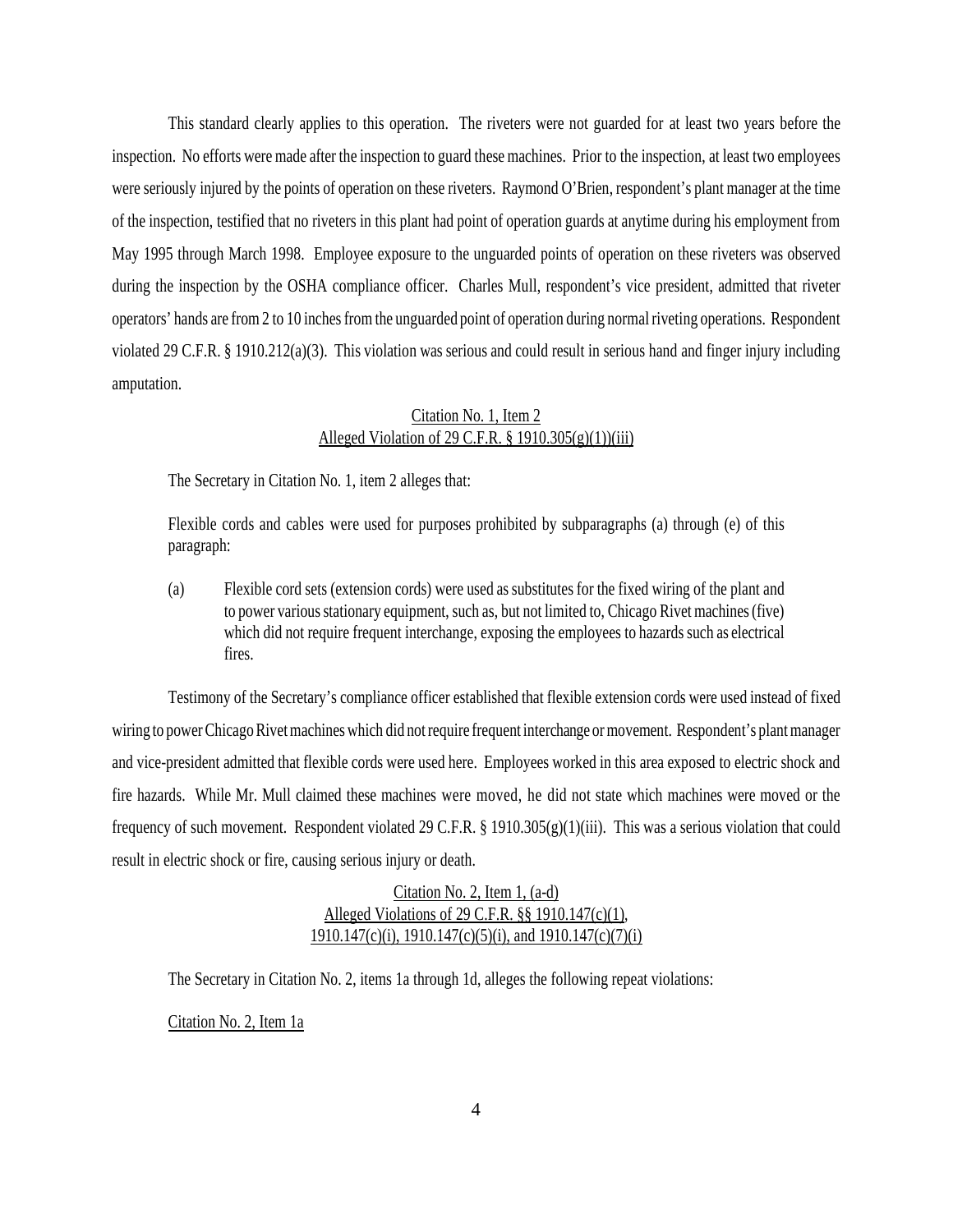This standard clearly applies to this operation. The riveters were not guarded for at least two years before the inspection. No efforts were made after the inspection to guard these machines. Prior to the inspection, at least two employees were seriously injured by the points of operation on these riveters. Raymond O'Brien, respondent's plant manager at the time of the inspection, testified that no riveters in this plant had point of operation guards at anytime during his employment from May 1995 through March 1998. Employee exposure to the unguarded points of operation on these riveters was observed during the inspection by the OSHA compliance officer. Charles Mull, respondent's vice president, admitted that riveter operators' hands are from 2 to 10 inches from the unguarded point of operation during normal riveting operations. Respondent violated 29 C.F.R. § 1910.212(a)(3). This violation was serious and could result in serious hand and finger injury including amputation.

<u>Citation No. 1, Item 2</u>
<u>Alleged Violation of 29 C.F.R. § 1910.305(g)(1))(iii)</u>

The Secretary in Citation No. 1, item 2 alleges that:

> Flexible cords and cables were used for purposes prohibited by subparagraphs (a) through (e) of this paragraph:
>
> (a) Flexible cord sets (extension cords) were used as substitutes for the fixed wiring of the plant and to power various stationary equipment, such as, but not limited to, Chicago Rivet machines (five) which did not require frequent interchange, exposing the employees to hazards such as electrical fires.

Testimony of the Secretary's compliance officer established that flexible extension cords were used instead of fixed wiring to power Chicago Rivet machines which did not require frequent interchange or movement. Respondent's plant manager and vice-president admitted that flexible cords were used here. Employees worked in this area exposed to electric shock and fire hazards. While Mr. Mull claimed these machines were moved, he did not state which machines were moved or the frequency of such movement. Respondent violated 29 C.F.R. § 1910.305(g)(1)(iii). This was a serious violation that could result in electric shock or fire, causing serious injury or death.

<u>Citation No. 2, Item 1, (a-d)</u>
<u>Alleged Violations of 29 C.F.R. §§ 1910.147(c)(1),</u>
<u>1910.147(c)(i), 1910.147(c)(5)(i), and 1910.147(c)(7)(i)</u>

The Secretary in Citation No. 2, items 1a through 1d, alleges the following repeat violations:

<u>Citation No. 2, Item 1a</u>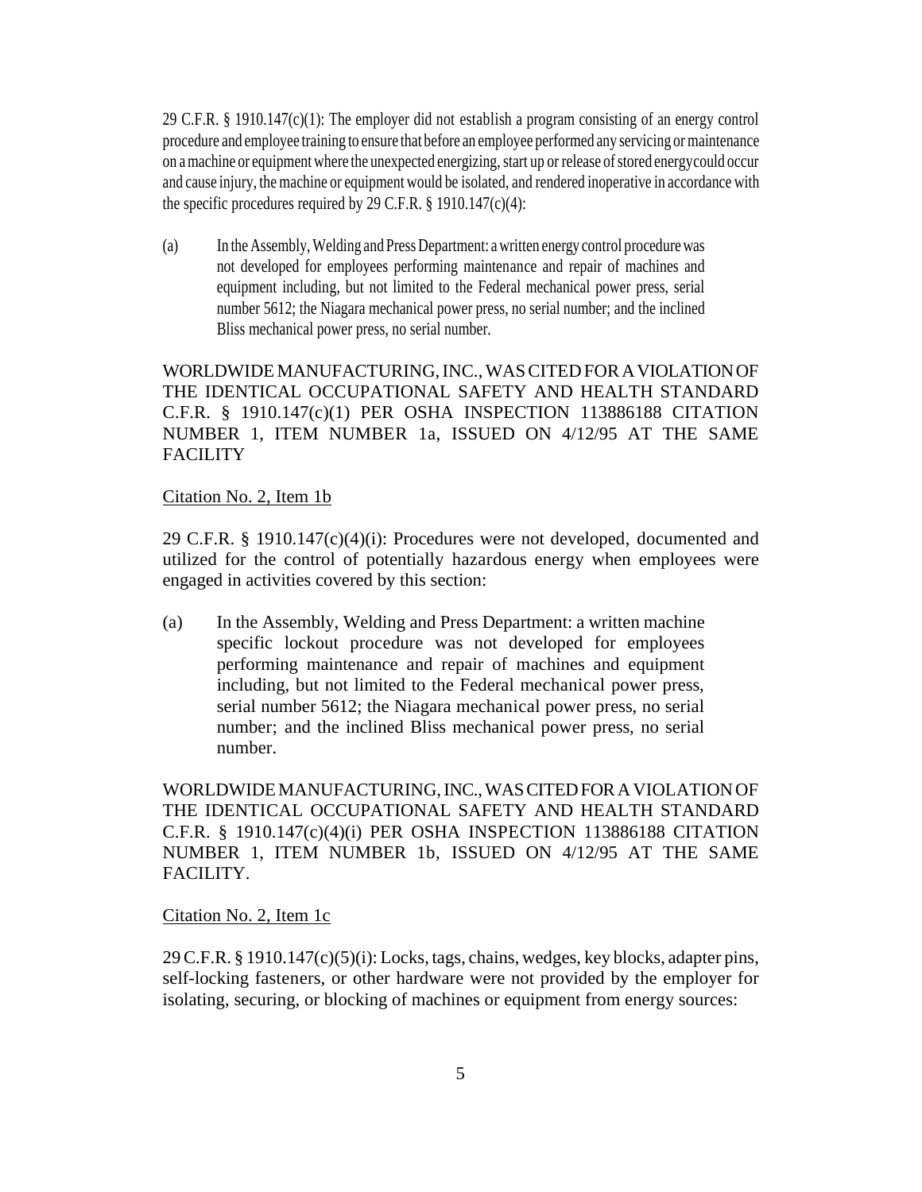29 C.F.R. § 1910.147(c)(1): The employer did not establish a program consisting of an energy control procedure and employee training to ensure that before an employee performed any servicing or maintenance on a machine or equipment where the unexpected energizing, start up or release of stored energy could occur and cause injury, the machine or equipment would be isolated, and rendered inoperative in accordance with the specific procedures required by 29 C.F.R. § 1910.147(c)(4):

(a) In the Assembly, Welding and Press Department: a written energy control procedure was not developed for employees performing maintenance and repair of machines and equipment including, but not limited to the Federal mechanical power press, serial number 5612; the Niagara mechanical power press, no serial number; and the inclined Bliss mechanical power press, no serial number.

WORLDWIDE MANUFACTURING, INC., WAS CITED FOR A VIOLATION OF THE IDENTICAL OCCUPATIONAL SAFETY AND HEALTH STANDARD C.F.R. § 1910.147(c)(1) PER OSHA INSPECTION 113886188 CITATION NUMBER 1, ITEM NUMBER 1a, ISSUED ON 4/12/95 AT THE SAME FACILITY

<u>Citation No. 2, Item 1b</u>

29 C.F.R. § 1910.147(c)(4)(i): Procedures were not developed, documented and utilized for the control of potentially hazardous energy when employees were engaged in activities covered by this section:

(a) In the Assembly, Welding and Press Department: a written machine specific lockout procedure was not developed for employees performing maintenance and repair of machines and equipment including, but not limited to the Federal mechanical power press, serial number 5612; the Niagara mechanical power press, no serial number; and the inclined Bliss mechanical power press, no serial number.

WORLDWIDE MANUFACTURING, INC., WAS CITED FOR A VIOLATION OF THE IDENTICAL OCCUPATIONAL SAFETY AND HEALTH STANDARD C.F.R. § 1910.147(c)(4)(i) PER OSHA INSPECTION 113886188 CITATION NUMBER 1, ITEM NUMBER 1b, ISSUED ON 4/12/95 AT THE SAME FACILITY.

<u>Citation No. 2, Item 1c</u>

29 C.F.R. § 1910.147(c)(5)(i): Locks, tags, chains, wedges, key blocks, adapter pins, self-locking fasteners, or other hardware were not provided by the employer for isolating, securing, or blocking of machines or equipment from energy sources: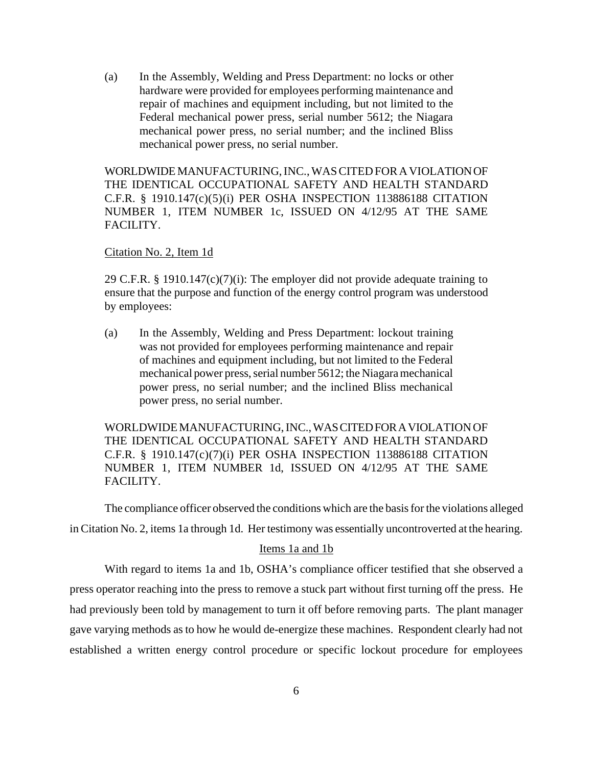(a) In the Assembly, Welding and Press Department: no locks or other hardware were provided for employees performing maintenance and repair of machines and equipment including, but not limited to the Federal mechanical power press, serial number 5612; the Niagara mechanical power press, no serial number; and the inclined Bliss mechanical power press, no serial number.

WORLDWIDE MANUFACTURING, INC., WAS CITED FOR A VIOLATION OF THE IDENTICAL OCCUPATIONAL SAFETY AND HEALTH STANDARD C.F.R. § 1910.147(c)(5)(i) PER OSHA INSPECTION 113886188 CITATION NUMBER 1, ITEM NUMBER 1c, ISSUED ON 4/12/95 AT THE SAME FACILITY.

Citation No. 2, Item 1d

29 C.F.R. § 1910.147(c)(7)(i): The employer did not provide adequate training to ensure that the purpose and function of the energy control program was understood by employees:

(a) In the Assembly, Welding and Press Department: lockout training was not provided for employees performing maintenance and repair of machines and equipment including, but not limited to the Federal mechanical power press, serial number 5612; the Niagara mechanical power press, no serial number; and the inclined Bliss mechanical power press, no serial number.

WORLDWIDE MANUFACTURING, INC., WAS CITED FOR A VIOLATION OF THE IDENTICAL OCCUPATIONAL SAFETY AND HEALTH STANDARD C.F.R. § 1910.147(c)(7)(i) PER OSHA INSPECTION 113886188 CITATION NUMBER 1, ITEM NUMBER 1d, ISSUED ON 4/12/95 AT THE SAME FACILITY.

The compliance officer observed the conditions which are the basis for the violations alleged in Citation No. 2, items 1a through 1d. Her testimony was essentially uncontroverted at the hearing.

Items 1a and 1b

With regard to items 1a and 1b, OSHA's compliance officer testified that she observed a press operator reaching into the press to remove a stuck part without first turning off the press. He had previously been told by management to turn it off before removing parts. The plant manager gave varying methods as to how he would de-energize these machines. Respondent clearly had not established a written energy control procedure or specific lockout procedure for employees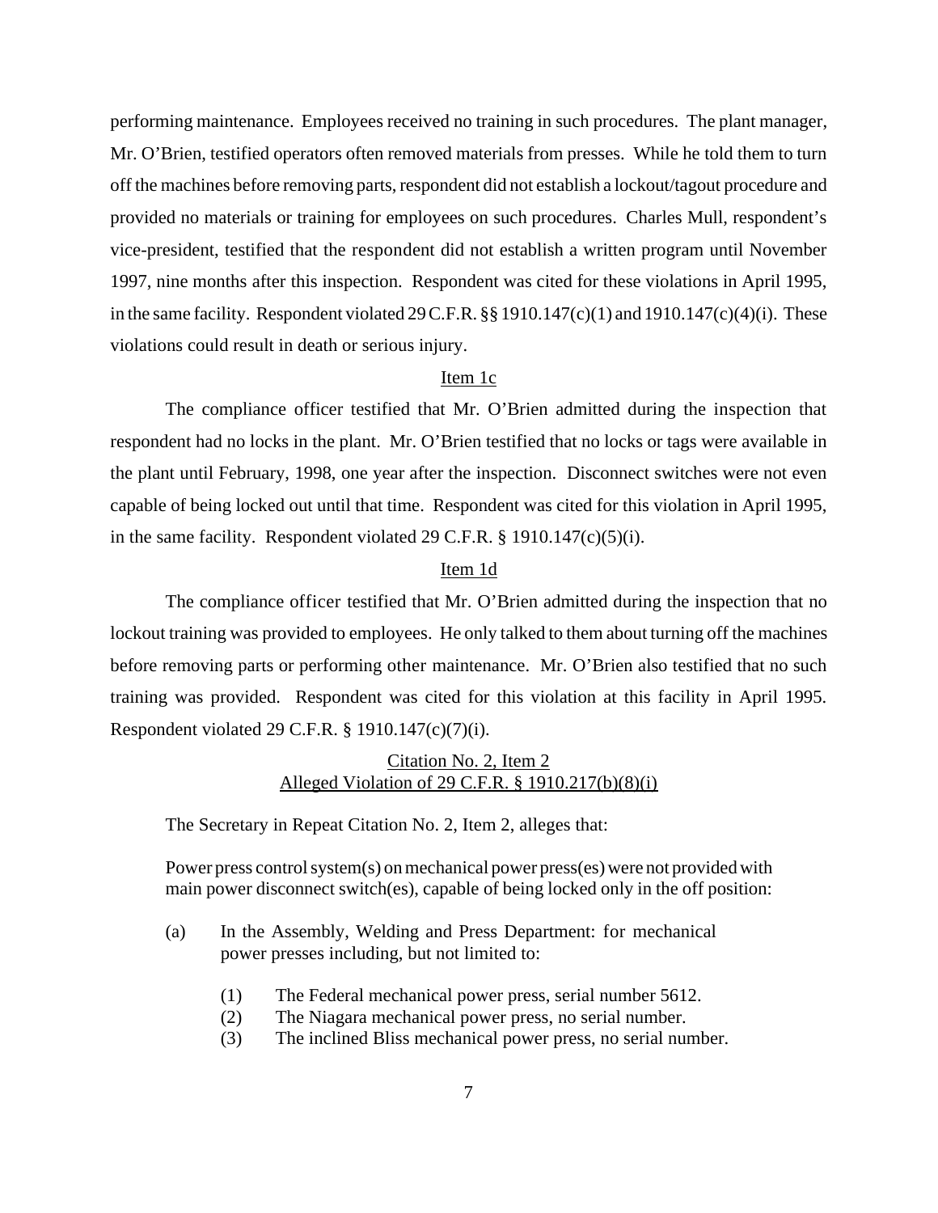performing maintenance. Employees received no training in such procedures. The plant manager, Mr. O'Brien, testified operators often removed materials from presses. While he told them to turn off the machines before removing parts, respondent did not establish a lockout/tagout procedure and provided no materials or training for employees on such procedures. Charles Mull, respondent's vice-president, testified that the respondent did not establish a written program until November 1997, nine months after this inspection. Respondent was cited for these violations in April 1995, in the same facility. Respondent violated 29 C.F.R. §§ 1910.147(c)(1) and 1910.147(c)(4)(i). These violations could result in death or serious injury.

<u>Item 1c</u>

The compliance officer testified that Mr. O'Brien admitted during the inspection that respondent had no locks in the plant. Mr. O'Brien testified that no locks or tags were available in the plant until February, 1998, one year after the inspection. Disconnect switches were not even capable of being locked out until that time. Respondent was cited for this violation in April 1995, in the same facility. Respondent violated 29 C.F.R. § 1910.147(c)(5)(i).

<u>Item 1d</u>

The compliance officer testified that Mr. O'Brien admitted during the inspection that no lockout training was provided to employees. He only talked to them about turning off the machines before removing parts or performing other maintenance. Mr. O'Brien also testified that no such training was provided. Respondent was cited for this violation at this facility in April 1995. Respondent violated 29 C.F.R. § 1910.147(c)(7)(i).

<u>Citation No. 2, Item 2</u>
<u>Alleged Violation of 29 C.F.R. § 1910.217(b)(8)(i)</u>

The Secretary in Repeat Citation No. 2, Item 2, alleges that:

> Power press control system(s) on mechanical power press(es) were not provided with main power disconnect switch(es), capable of being locked only in the off position:
>
> (a) In the Assembly, Welding and Press Department: for mechanical power presses including, but not limited to:
>
> (1) The Federal mechanical power press, serial number 5612.
> (2) The Niagara mechanical power press, no serial number.
> (3) The inclined Bliss mechanical power press, no serial number.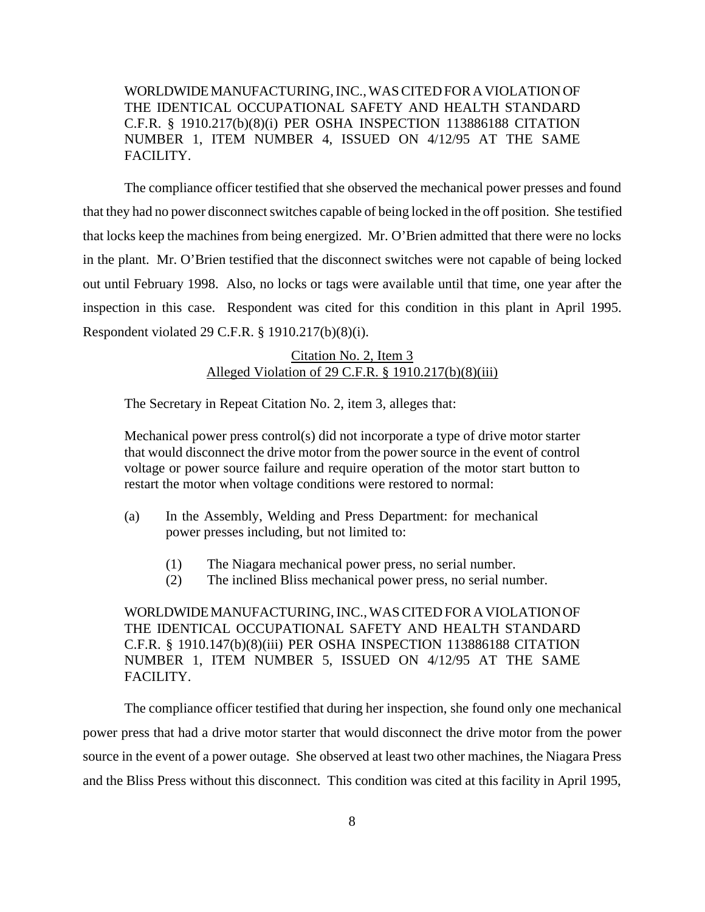WORLDWIDE MANUFACTURING, INC., WAS CITED FOR A VIOLATION OF THE IDENTICAL OCCUPATIONAL SAFETY AND HEALTH STANDARD C.F.R. § 1910.217(b)(8)(i) PER OSHA INSPECTION 113886188 CITATION NUMBER 1, ITEM NUMBER 4, ISSUED ON 4/12/95 AT THE SAME FACILITY.

The compliance officer testified that she observed the mechanical power presses and found that they had no power disconnect switches capable of being locked in the off position. She testified that locks keep the machines from being energized. Mr. O'Brien admitted that there were no locks in the plant. Mr. O'Brien testified that the disconnect switches were not capable of being locked out until February 1998. Also, no locks or tags were available until that time, one year after the inspection in this case. Respondent was cited for this condition in this plant in April 1995. Respondent violated 29 C.F.R. § 1910.217(b)(8)(i).

<u>Citation No. 2, Item 3</u>
<u>Alleged Violation of 29 C.F.R. § 1910.217(b)(8)(iii)</u>

The Secretary in Repeat Citation No. 2, item 3, alleges that:

> Mechanical power press control(s) did not incorporate a type of drive motor starter that would disconnect the drive motor from the power source in the event of control voltage or power source failure and require operation of the motor start button to restart the motor when voltage conditions were restored to normal:
>
> (a) In the Assembly, Welding and Press Department: for mechanical power presses including, but not limited to:
>
> (1) The Niagara mechanical power press, no serial number.
> (2) The inclined Bliss mechanical power press, no serial number.
>
> WORLDWIDE MANUFACTURING, INC., WAS CITED FOR A VIOLATION OF THE IDENTICAL OCCUPATIONAL SAFETY AND HEALTH STANDARD C.F.R. § 1910.147(b)(8)(iii) PER OSHA INSPECTION 113886188 CITATION NUMBER 1, ITEM NUMBER 5, ISSUED ON 4/12/95 AT THE SAME FACILITY.

The compliance officer testified that during her inspection, she found only one mechanical power press that had a drive motor starter that would disconnect the drive motor from the power source in the event of a power outage. She observed at least two other machines, the Niagara Press and the Bliss Press without this disconnect. This condition was cited at this facility in April 1995,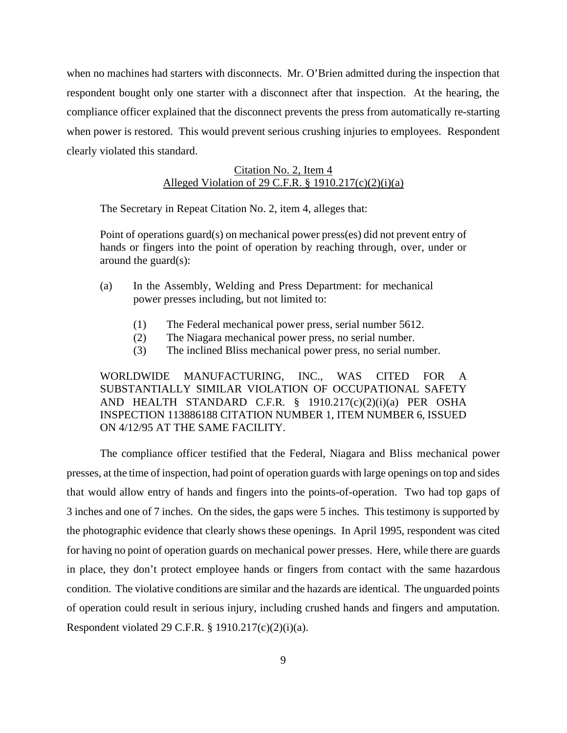when no machines had starters with disconnects. Mr. O'Brien admitted during the inspection that respondent bought only one starter with a disconnect after that inspection. At the hearing, the compliance officer explained that the disconnect prevents the press from automatically re-starting when power is restored. This would prevent serious crushing injuries to employees. Respondent clearly violated this standard.

<u>Citation No. 2, Item 4</u>
<u>Alleged Violation of 29 C.F.R. § 1910.217(c)(2)(i)(a)</u>

The Secretary in Repeat Citation No. 2, item 4, alleges that:

> Point of operations guard(s) on mechanical power press(es) did not prevent entry of hands or fingers into the point of operation by reaching through, over, under or around the guard(s):
>
> (a) In the Assembly, Welding and Press Department: for mechanical power presses including, but not limited to:
>
> (1) The Federal mechanical power press, serial number 5612.
> (2) The Niagara mechanical power press, no serial number.
> (3) The inclined Bliss mechanical power press, no serial number.
>
> WORLDWIDE MANUFACTURING, INC., WAS CITED FOR A SUBSTANTIALLY SIMILAR VIOLATION OF OCCUPATIONAL SAFETY AND HEALTH STANDARD C.F.R. § 1910.217(c)(2)(i)(a) PER OSHA INSPECTION 113886188 CITATION NUMBER 1, ITEM NUMBER 6, ISSUED ON 4/12/95 AT THE SAME FACILITY.

The compliance officer testified that the Federal, Niagara and Bliss mechanical power presses, at the time of inspection, had point of operation guards with large openings on top and sides that would allow entry of hands and fingers into the points-of-operation. Two had top gaps of 3 inches and one of 7 inches. On the sides, the gaps were 5 inches. This testimony is supported by the photographic evidence that clearly shows these openings. In April 1995, respondent was cited for having no point of operation guards on mechanical power presses. Here, while there are guards in place, they don't protect employee hands or fingers from contact with the same hazardous condition. The violative conditions are similar and the hazards are identical. The unguarded points of operation could result in serious injury, including crushed hands and fingers and amputation. Respondent violated 29 C.F.R. § 1910.217(c)(2)(i)(a).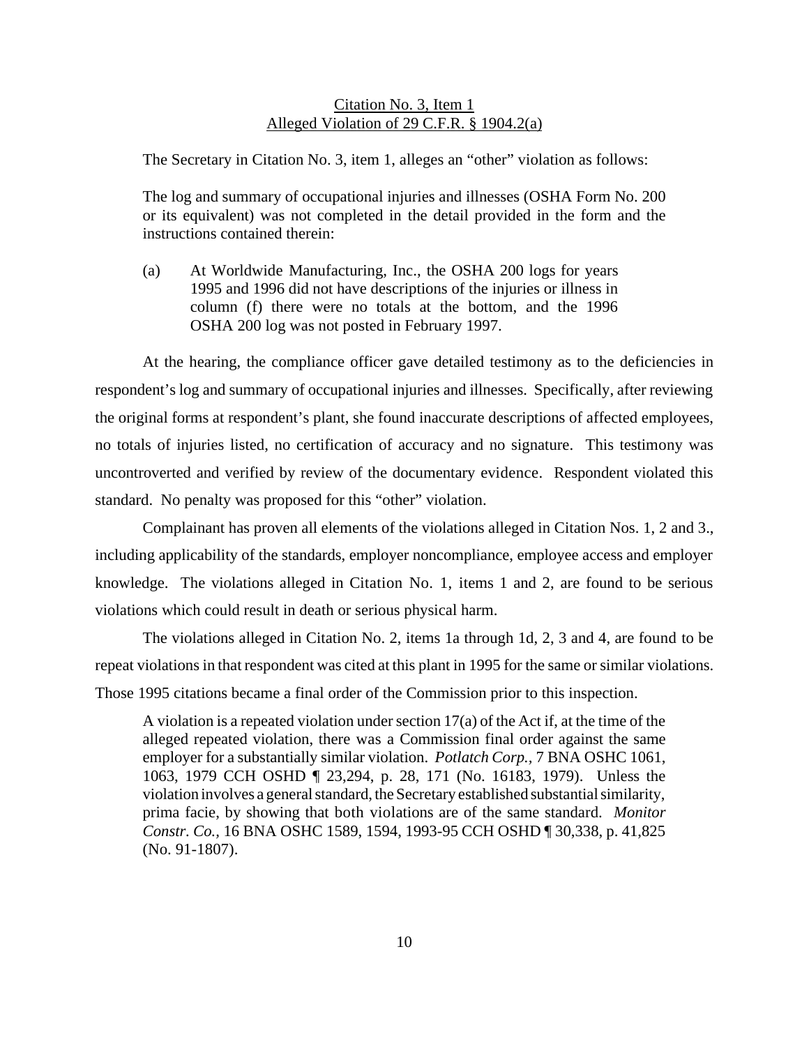<u>Citation No. 3, Item 1</u>
<u>Alleged Violation of 29 C.F.R. § 1904.2(a)</u>

The Secretary in Citation No. 3, item 1, alleges an "other" violation as follows:

> The log and summary of occupational injuries and illnesses (OSHA Form No. 200 or its equivalent) was not completed in the detail provided in the form and the instructions contained therein:
>
> (a) At Worldwide Manufacturing, Inc., the OSHA 200 logs for years 1995 and 1996 did not have descriptions of the injuries or illness in column (f) there were no totals at the bottom, and the 1996 OSHA 200 log was not posted in February 1997.

At the hearing, the compliance officer gave detailed testimony as to the deficiencies in respondent's log and summary of occupational injuries and illnesses. Specifically, after reviewing the original forms at respondent's plant, she found inaccurate descriptions of affected employees, no totals of injuries listed, no certification of accuracy and no signature. This testimony was uncontroverted and verified by review of the documentary evidence. Respondent violated this standard. No penalty was proposed for this "other" violation.

Complainant has proven all elements of the violations alleged in Citation Nos. 1, 2 and 3., including applicability of the standards, employer noncompliance, employee access and employer knowledge. The violations alleged in Citation No. 1, items 1 and 2, are found to be serious violations which could result in death or serious physical harm.

The violations alleged in Citation No. 2, items 1a through 1d, 2, 3 and 4, are found to be repeat violations in that respondent was cited at this plant in 1995 for the same or similar violations. Those 1995 citations became a final order of the Commission prior to this inspection.

> A violation is a repeated violation under section 17(a) of the Act if, at the time of the alleged repeated violation, there was a Commission final order against the same employer for a substantially similar violation. *Potlatch Corp.,* 7 BNA OSHC 1061, 1063, 1979 CCH OSHD ¶ 23,294, p. 28, 171 (No. 16183, 1979). Unless the violation involves a general standard, the Secretary established substantial similarity, prima facie, by showing that both violations are of the same standard. *Monitor Constr. Co.,* 16 BNA OSHC 1589, 1594, 1993-95 CCH OSHD ¶ 30,338, p. 41,825 (No. 91-1807).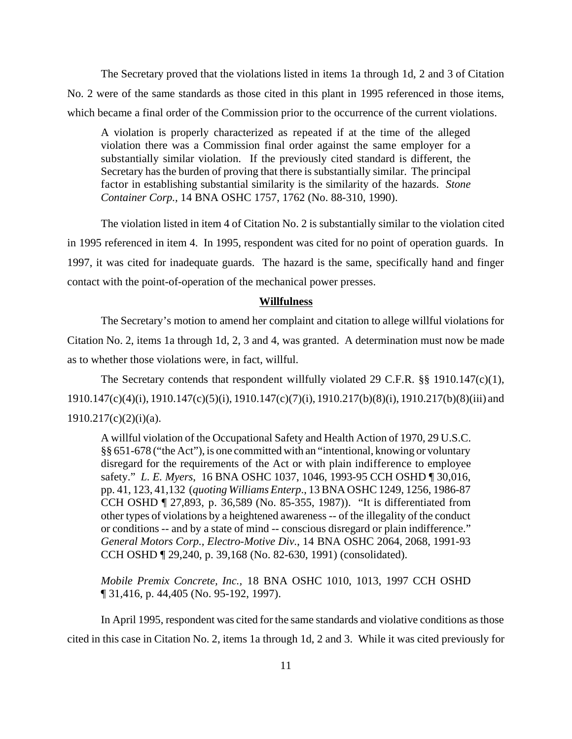The Secretary proved that the violations listed in items 1a through 1d, 2 and 3 of Citation No. 2 were of the same standards as those cited in this plant in 1995 referenced in those items, which became a final order of the Commission prior to the occurrence of the current violations.

> A violation is properly characterized as repeated if at the time of the alleged violation there was a Commission final order against the same employer for a substantially similar violation. If the previously cited standard is different, the Secretary has the burden of proving that there is substantially similar. The principal factor in establishing substantial similarity is the similarity of the hazards. *Stone Container Corp.,* 14 BNA OSHC 1757, 1762 (No. 88-310, 1990).

The violation listed in item 4 of Citation No. 2 is substantially similar to the violation cited in 1995 referenced in item 4. In 1995, respondent was cited for no point of operation guards. In 1997, it was cited for inadequate guards. The hazard is the same, specifically hand and finger contact with the point-of-operation of the mechanical power presses.

## **Willfulness**

The Secretary's motion to amend her complaint and citation to allege willful violations for Citation No. 2, items 1a through 1d, 2, 3 and 4, was granted. A determination must now be made as to whether those violations were, in fact, willful.

The Secretary contends that respondent willfully violated 29 C.F.R. §§ 1910.147(c)(1), 1910.147(c)(4)(i), 1910.147(c)(5)(i), 1910.147(c)(7)(i), 1910.217(b)(8)(i), 1910.217(b)(8)(iii) and 1910.217(c)(2)(i)(a).

> A willful violation of the Occupational Safety and Health Action of 1970, 29 U.S.C. §§ 651-678 ("the Act"), is one committed with an "intentional, knowing or voluntary disregard for the requirements of the Act or with plain indifference to employee safety." *L. E. Myers*, 16 BNA OSHC 1037, 1046, 1993-95 CCH OSHD ¶ 30,016, pp. 41, 123, 41,132 (*quoting Williams Enterp*., 13 BNA OSHC 1249, 1256, 1986-87 CCH OSHD ¶ 27,893, p. 36,589 (No. 85-355, 1987)). "It is differentiated from other types of violations by a heightened awareness -- of the illegality of the conduct or conditions -- and by a state of mind -- conscious disregard or plain indifference." *General Motors Corp., Electro-Motive Div.*, 14 BNA OSHC 2064, 2068, 1991-93 CCH OSHD ¶ 29,240, p. 39,168 (No. 82-630, 1991) (consolidated).
>
> *Mobile Premix Concrete, Inc.,* 18 BNA OSHC 1010, 1013, 1997 CCH OSHD ¶ 31,416, p. 44,405 (No. 95-192, 1997).

In April 1995, respondent was cited for the same standards and violative conditions as those cited in this case in Citation No. 2, items 1a through 1d, 2 and 3. While it was cited previously for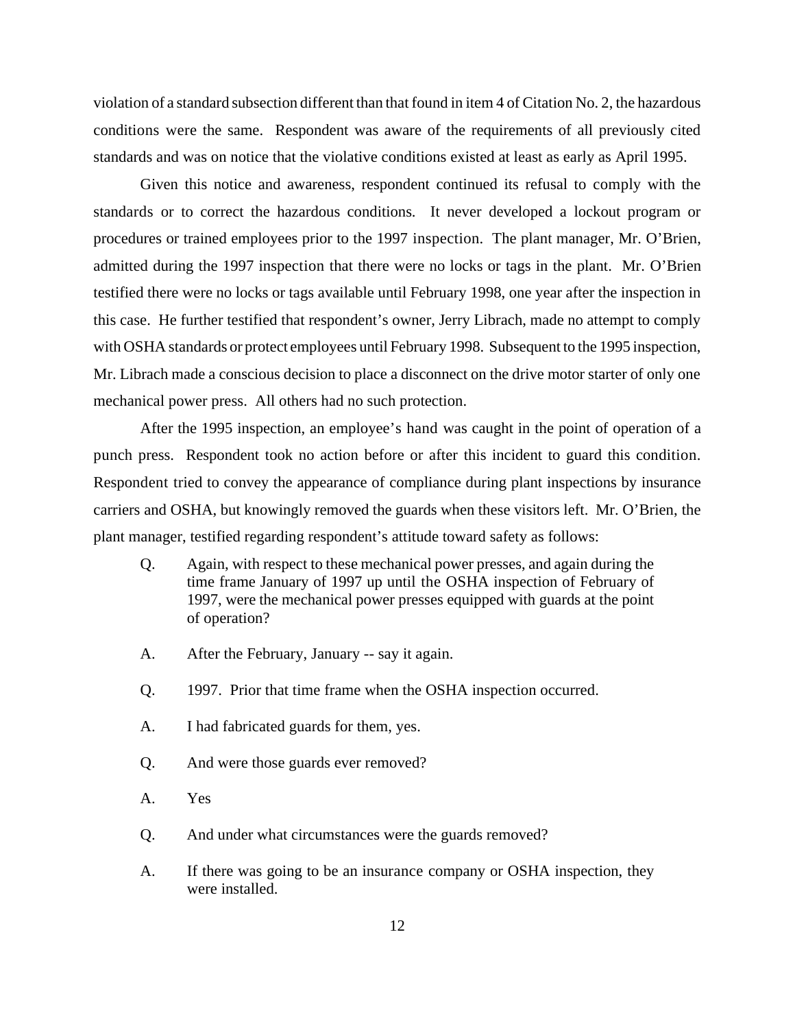violation of a standard subsection different than that found in item 4 of Citation No. 2, the hazardous conditions were the same. Respondent was aware of the requirements of all previously cited standards and was on notice that the violative conditions existed at least as early as April 1995.

Given this notice and awareness, respondent continued its refusal to comply with the standards or to correct the hazardous conditions. It never developed a lockout program or procedures or trained employees prior to the 1997 inspection. The plant manager, Mr. O'Brien, admitted during the 1997 inspection that there were no locks or tags in the plant. Mr. O'Brien testified there were no locks or tags available until February 1998, one year after the inspection in this case. He further testified that respondent's owner, Jerry Librach, made no attempt to comply with OSHA standards or protect employees until February 1998. Subsequent to the 1995 inspection, Mr. Librach made a conscious decision to place a disconnect on the drive motor starter of only one mechanical power press. All others had no such protection.

After the 1995 inspection, an employee's hand was caught in the point of operation of a punch press. Respondent took no action before or after this incident to guard this condition. Respondent tried to convey the appearance of compliance during plant inspections by insurance carriers and OSHA, but knowingly removed the guards when these visitors left. Mr. O'Brien, the plant manager, testified regarding respondent's attitude toward safety as follows:

> Q. Again, with respect to these mechanical power presses, and again during the time frame January of 1997 up until the OSHA inspection of February of 1997, were the mechanical power presses equipped with guards at the point of operation?
>
> A. After the February, January -- say it again.
>
> Q. 1997. Prior that time frame when the OSHA inspection occurred.
>
> A. I had fabricated guards for them, yes.
>
> Q. And were those guards ever removed?
>
> A. Yes
>
> Q. And under what circumstances were the guards removed?
>
> A. If there was going to be an insurance company or OSHA inspection, they were installed.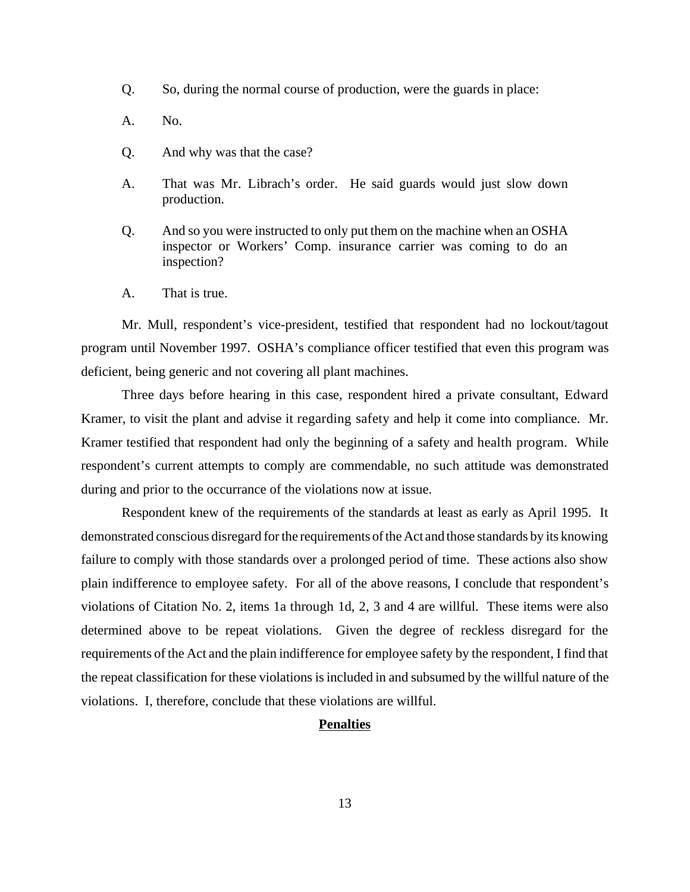Q. So, during the normal course of production, were the guards in place:

A. No.

Q. And why was that the case?

A. That was Mr. Librach's order. He said guards would just slow down production.

Q. And so you were instructed to only put them on the machine when an OSHA inspector or Workers' Comp. insurance carrier was coming to do an inspection?

A. That is true.

Mr. Mull, respondent's vice-president, testified that respondent had no lockout/tagout program until November 1997. OSHA's compliance officer testified that even this program was deficient, being generic and not covering all plant machines.

Three days before hearing in this case, respondent hired a private consultant, Edward Kramer, to visit the plant and advise it regarding safety and help it come into compliance. Mr. Kramer testified that respondent had only the beginning of a safety and health program. While respondent's current attempts to comply are commendable, no such attitude was demonstrated during and prior to the occurrance of the violations now at issue.

Respondent knew of the requirements of the standards at least as early as April 1995. It demonstrated conscious disregard for the requirements of the Act and those standards by its knowing failure to comply with those standards over a prolonged period of time. These actions also show plain indifference to employee safety. For all of the above reasons, I conclude that respondent's violations of Citation No. 2, items 1a through 1d, 2, 3 and 4 are willful. These items were also determined above to be repeat violations. Given the degree of reckless disregard for the requirements of the Act and the plain indifference for employee safety by the respondent, I find that the repeat classification for these violations is included in and subsumed by the willful nature of the violations. I, therefore, conclude that these violations are willful.

## Penalties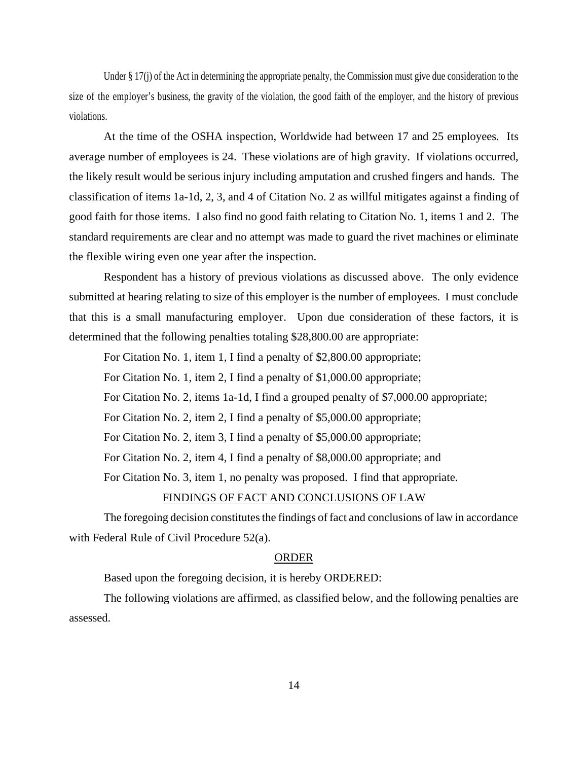Under § 17(j) of the Act in determining the appropriate penalty, the Commission must give due consideration to the size of the employer's business, the gravity of the violation, the good faith of the employer, and the history of previous violations.

At the time of the OSHA inspection, Worldwide had between 17 and 25 employees. Its average number of employees is 24. These violations are of high gravity. If violations occurred, the likely result would be serious injury including amputation and crushed fingers and hands. The classification of items 1a-1d, 2, 3, and 4 of Citation No. 2 as willful mitigates against a finding of good faith for those items. I also find no good faith relating to Citation No. 1, items 1 and 2. The standard requirements are clear and no attempt was made to guard the rivet machines or eliminate the flexible wiring even one year after the inspection.

Respondent has a history of previous violations as discussed above. The only evidence submitted at hearing relating to size of this employer is the number of employees. I must conclude that this is a small manufacturing employer. Upon due consideration of these factors, it is determined that the following penalties totaling $28,800.00 are appropriate:

For Citation No. 1, item 1, I find a penalty of $2,800.00 appropriate;

For Citation No. 1, item 2, I find a penalty of $1,000.00 appropriate;

For Citation No. 2, items 1a-1d, I find a grouped penalty of $7,000.00 appropriate;

For Citation No. 2, item 2, I find a penalty of $5,000.00 appropriate;

For Citation No. 2, item 3, I find a penalty of $5,000.00 appropriate;

For Citation No. 2, item 4, I find a penalty of $8,000.00 appropriate; and

For Citation No. 3, item 1, no penalty was proposed. I find that appropriate.

## FINDINGS OF FACT AND CONCLUSIONS OF LAW

The foregoing decision constitutes the findings of fact and conclusions of law in accordance with Federal Rule of Civil Procedure 52(a).

## ORDER

Based upon the foregoing decision, it is hereby ORDERED:

The following violations are affirmed, as classified below, and the following penalties are assessed.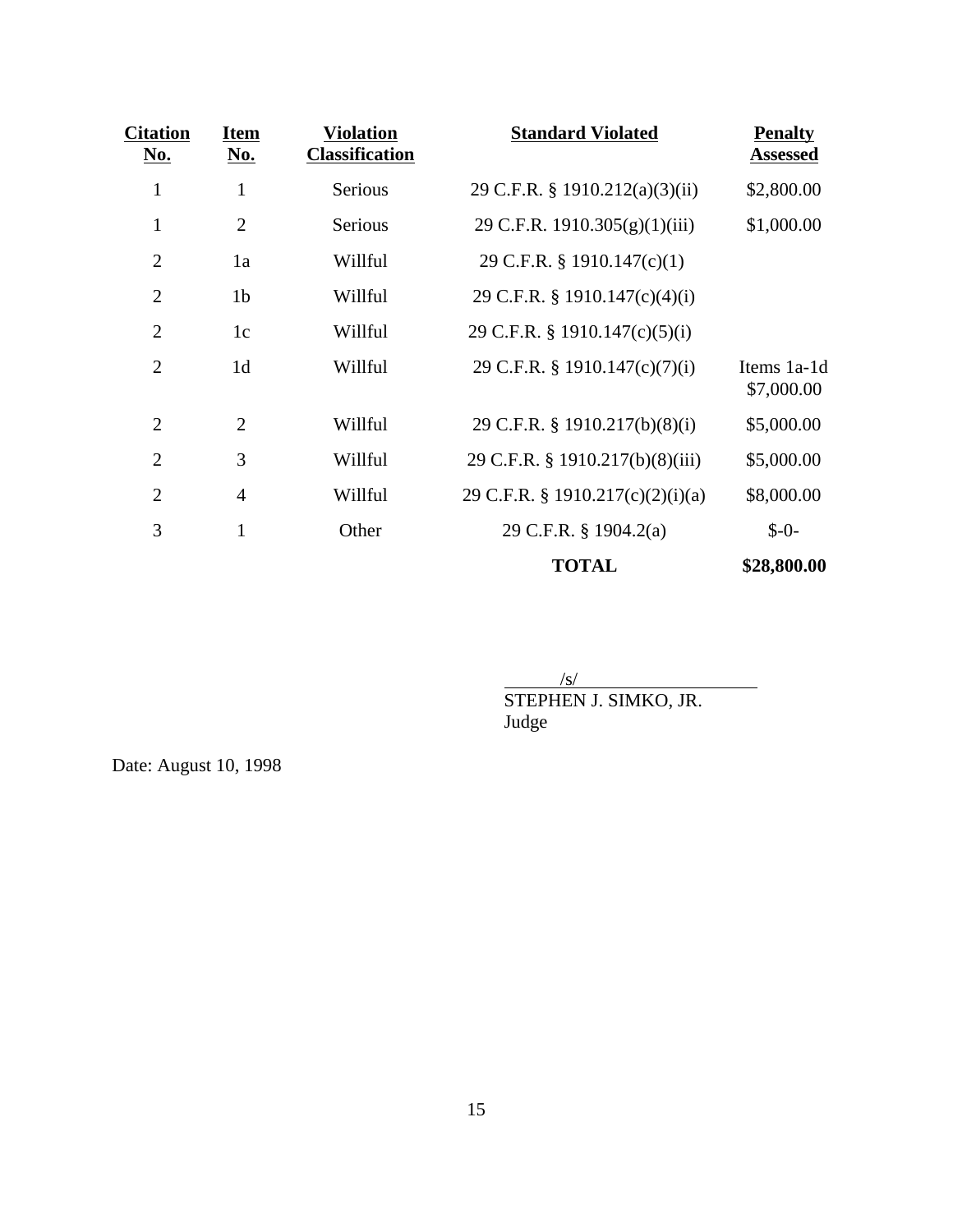| Citation No. | Item No. | Violation Classification | Standard Violated | Penalty Assessed |
|---|---|---|---|---|
| 1 | 1 | Serious | 29 C.F.R. § 1910.212(a)(3)(ii) | $2,800.00 |
| 1 | 2 | Serious | 29 C.F.R. 1910.305(g)(1)(iii) | $1,000.00 |
| 2 | 1a | Willful | 29 C.F.R. § 1910.147(c)(1) | |
| 2 | 1b | Willful | 29 C.F.R. § 1910.147(c)(4)(i) | |
| 2 | 1c | Willful | 29 C.F.R. § 1910.147(c)(5)(i) | |
| 2 | 1d | Willful | 29 C.F.R. § 1910.147(c)(7)(i) | Items 1a-1d $7,000.00 |
| 2 | 2 | Willful | 29 C.F.R. § 1910.217(b)(8)(i) | $5,000.00 |
| 2 | 3 | Willful | 29 C.F.R. § 1910.217(b)(8)(iii) | $5,000.00 |
| 2 | 4 | Willful | 29 C.F.R. § 1910.217(c)(2)(i)(a) | $8,000.00 |
| 3 | 1 | Other | 29 C.F.R. § 1904.2(a) | $-0- |
| | | | **TOTAL** | **$28,800.00** |

/s/
STEPHEN J. SIMKO, JR.
Judge

Date: August 10, 1998